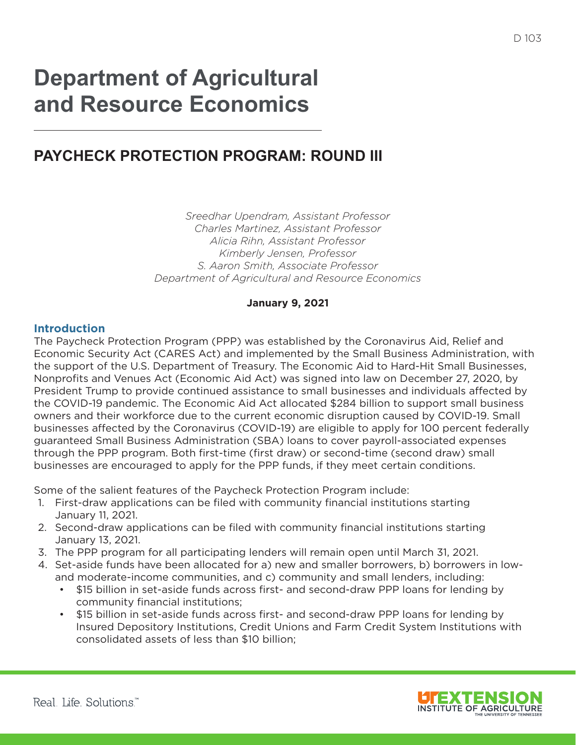# Department of Agricultural and Resource Economics

## PAYCHECK PROTECTION PROGRAM: ROUND III

*Sreedhar Upendram, Assistant Professor*
*Charles Martinez, Assistant Professor*
*Alicia Rihn, Assistant Professor*
*Kimberly Jensen, Professor*
*S. Aaron Smith, Associate Professor*
*Department of Agricultural and Resource Economics*

**January 9, 2021**

### Introduction

The Paycheck Protection Program (PPP) was established by the Coronavirus Aid, Relief and Economic Security Act (CARES Act) and implemented by the Small Business Administration, with the support of the U.S. Department of Treasury. The Economic Aid to Hard-Hit Small Businesses, Nonprofits and Venues Act (Economic Aid Act) was signed into law on December 27, 2020, by President Trump to provide continued assistance to small businesses and individuals affected by the COVID-19 pandemic. The Economic Aid Act allocated $284 billion to support small business owners and their workforce due to the current economic disruption caused by COVID-19. Small businesses affected by the Coronavirus (COVID-19) are eligible to apply for 100 percent federally guaranteed Small Business Administration (SBA) loans to cover payroll-associated expenses through the PPP program. Both first-time (first draw) or second-time (second draw) small businesses are encouraged to apply for the PPP funds, if they meet certain conditions.

Some of the salient features of the Paycheck Protection Program include:

1. First-draw applications can be filed with community financial institutions starting January 11, 2021.
2. Second-draw applications can be filed with community financial institutions starting January 13, 2021.
3. The PPP program for all participating lenders will remain open until March 31, 2021.
4. Set-aside funds have been allocated for a) new and smaller borrowers, b) borrowers in low- and moderate-income communities, and c) community and small lenders, including:
   - $15 billion in set-aside funds across first- and second-draw PPP loans for lending by community financial institutions;
   - $15 billion in set-aside funds across first- and second-draw PPP loans for lending by Insured Depository Institutions, Credit Unions and Farm Credit System Institutions with consolidated assets of less than $10 billion;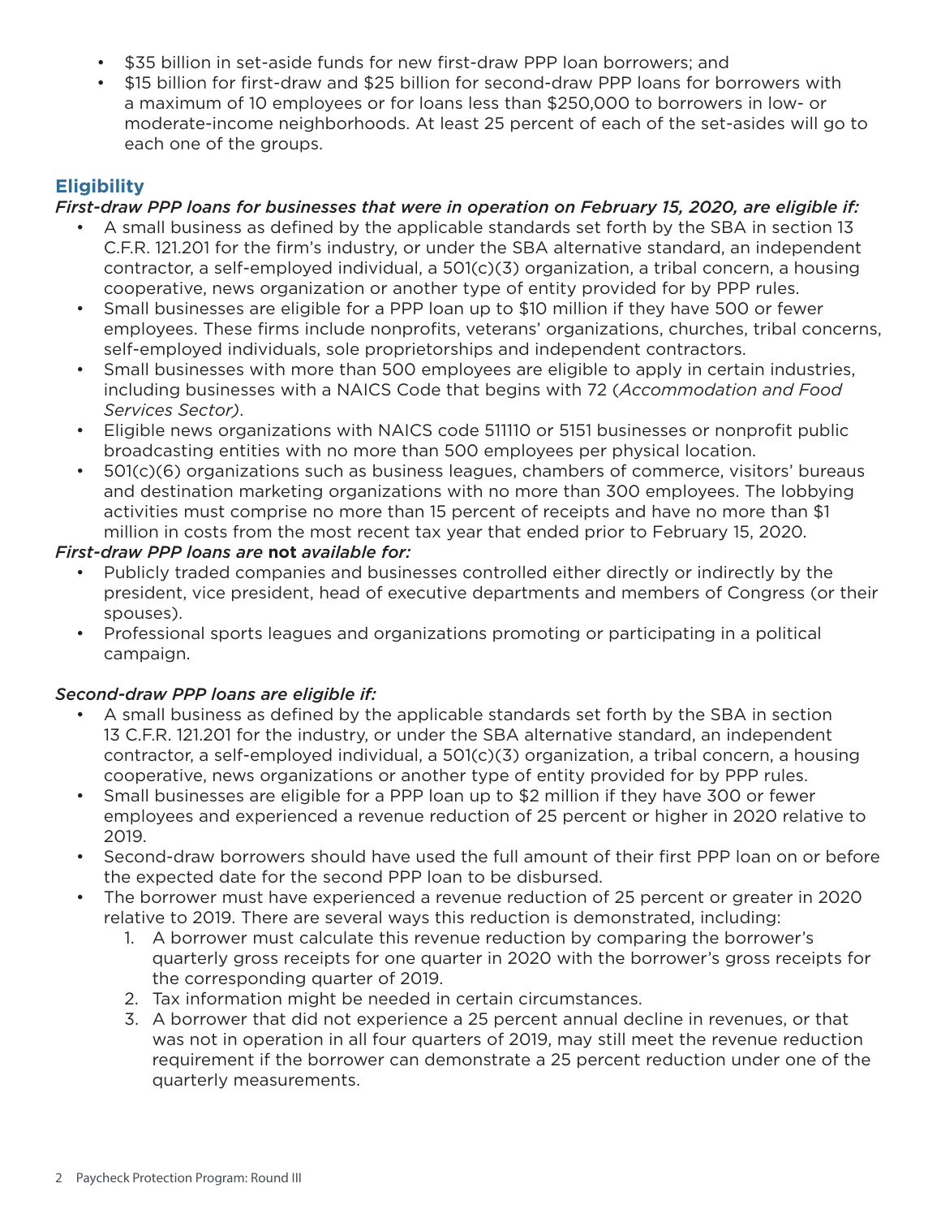- $35 billion in set-aside funds for new first-draw PPP loan borrowers; and
- $15 billion for first-draw and $25 billion for second-draw PPP loans for borrowers with a maximum of 10 employees or for loans less than $250,000 to borrowers in low- or moderate-income neighborhoods. At least 25 percent of each of the set-asides will go to each one of the groups.

## Eligibility

*First-draw PPP loans for businesses that were in operation on February 15, 2020, are eligible if:*

- A small business as defined by the applicable standards set forth by the SBA in section 13 C.F.R. 121.201 for the firm's industry, or under the SBA alternative standard, an independent contractor, a self-employed individual, a 501(c)(3) organization, a tribal concern, a housing cooperative, news organization or another type of entity provided for by PPP rules.
- Small businesses are eligible for a PPP loan up to $10 million if they have 500 or fewer employees. These firms include nonprofits, veterans' organizations, churches, tribal concerns, self-employed individuals, sole proprietorships and independent contractors.
- Small businesses with more than 500 employees are eligible to apply in certain industries, including businesses with a NAICS Code that begins with 72 (*Accommodation and Food Services Sector)*.
- Eligible news organizations with NAICS code 511110 or 5151 businesses or nonprofit public broadcasting entities with no more than 500 employees per physical location.
- 501(c)(6) organizations such as business leagues, chambers of commerce, visitors' bureaus and destination marketing organizations with no more than 300 employees. The lobbying activities must comprise no more than 15 percent of receipts and have no more than $1 million in costs from the most recent tax year that ended prior to February 15, 2020.

*First-draw PPP loans are* **not** *available for:*

- Publicly traded companies and businesses controlled either directly or indirectly by the president, vice president, head of executive departments and members of Congress (or their spouses).
- Professional sports leagues and organizations promoting or participating in a political campaign.

*Second-draw PPP loans are eligible if:*

- A small business as defined by the applicable standards set forth by the SBA in section 13 C.F.R. 121.201 for the industry, or under the SBA alternative standard, an independent contractor, a self-employed individual, a 501(c)(3) organization, a tribal concern, a housing cooperative, news organizations or another type of entity provided for by PPP rules.
- Small businesses are eligible for a PPP loan up to $2 million if they have 300 or fewer employees and experienced a revenue reduction of 25 percent or higher in 2020 relative to 2019.
- Second-draw borrowers should have used the full amount of their first PPP loan on or before the expected date for the second PPP loan to be disbursed.
- The borrower must have experienced a revenue reduction of 25 percent or greater in 2020 relative to 2019. There are several ways this reduction is demonstrated, including:
  1. A borrower must calculate this revenue reduction by comparing the borrower's quarterly gross receipts for one quarter in 2020 with the borrower's gross receipts for the corresponding quarter of 2019.
  2. Tax information might be needed in certain circumstances.
  3. A borrower that did not experience a 25 percent annual decline in revenues, or that was not in operation in all four quarters of 2019, may still meet the revenue reduction requirement if the borrower can demonstrate a 25 percent reduction under one of the quarterly measurements.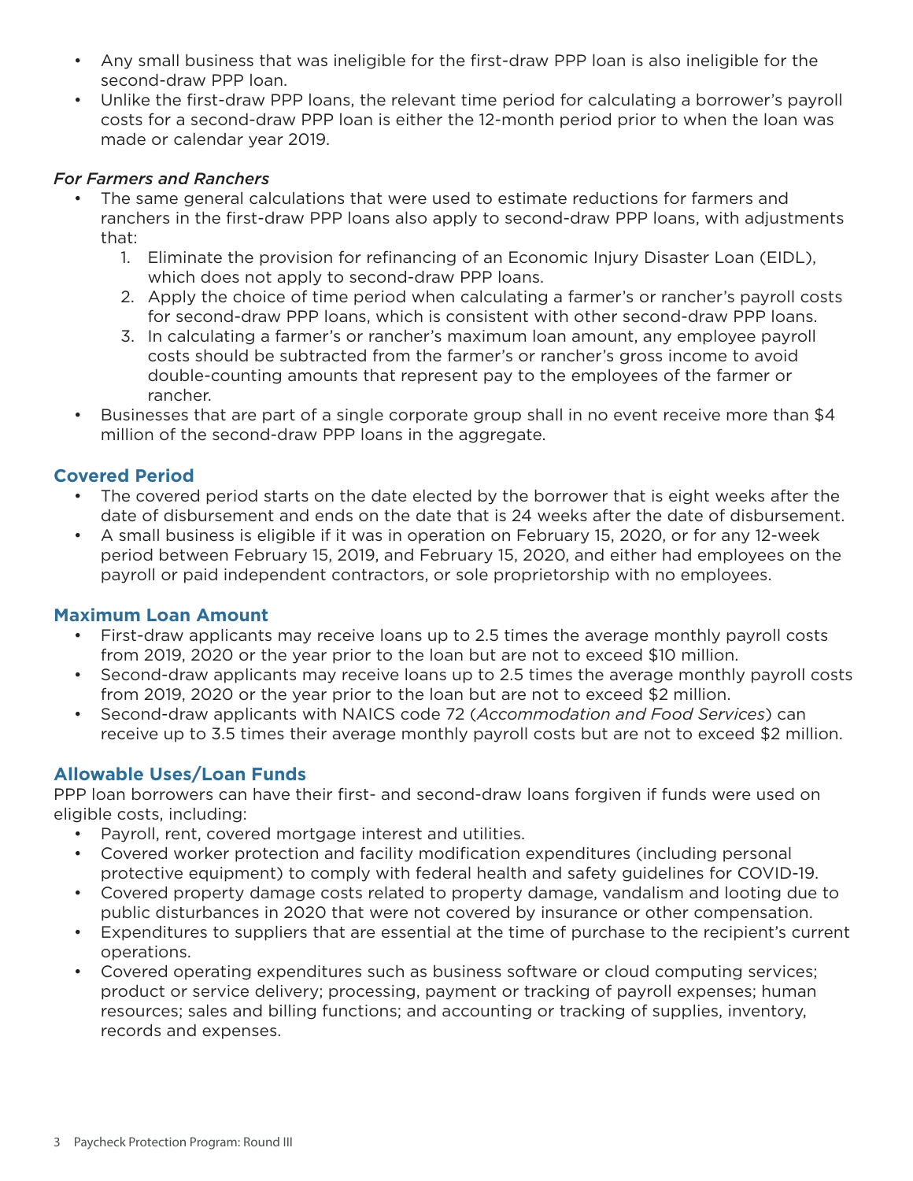- Any small business that was ineligible for the first-draw PPP loan is also ineligible for the second-draw PPP loan.
- Unlike the first-draw PPP loans, the relevant time period for calculating a borrower's payroll costs for a second-draw PPP loan is either the 12-month period prior to when the loan was made or calendar year 2019.

*For Farmers and Ranchers*

- The same general calculations that were used to estimate reductions for farmers and ranchers in the first-draw PPP loans also apply to second-draw PPP loans, with adjustments that:
    1. Eliminate the provision for refinancing of an Economic Injury Disaster Loan (EIDL), which does not apply to second-draw PPP loans.
    2. Apply the choice of time period when calculating a farmer's or rancher's payroll costs for second-draw PPP loans, which is consistent with other second-draw PPP loans.
    3. In calculating a farmer's or rancher's maximum loan amount, any employee payroll costs should be subtracted from the farmer's or rancher's gross income to avoid double-counting amounts that represent pay to the employees of the farmer or rancher.
- Businesses that are part of a single corporate group shall in no event receive more than $4 million of the second-draw PPP loans in the aggregate.

## Covered Period

- The covered period starts on the date elected by the borrower that is eight weeks after the date of disbursement and ends on the date that is 24 weeks after the date of disbursement.
- A small business is eligible if it was in operation on February 15, 2020, or for any 12-week period between February 15, 2019, and February 15, 2020, and either had employees on the payroll or paid independent contractors, or sole proprietorship with no employees.

## Maximum Loan Amount

- First-draw applicants may receive loans up to 2.5 times the average monthly payroll costs from 2019, 2020 or the year prior to the loan but are not to exceed $10 million.
- Second-draw applicants may receive loans up to 2.5 times the average monthly payroll costs from 2019, 2020 or the year prior to the loan but are not to exceed $2 million.
- Second-draw applicants with NAICS code 72 (*Accommodation and Food Services*) can receive up to 3.5 times their average monthly payroll costs but are not to exceed $2 million.

## Allowable Uses/Loan Funds

PPP loan borrowers can have their first- and second-draw loans forgiven if funds were used on eligible costs, including:

- Payroll, rent, covered mortgage interest and utilities.
- Covered worker protection and facility modification expenditures (including personal protective equipment) to comply with federal health and safety guidelines for COVID-19.
- Covered property damage costs related to property damage, vandalism and looting due to public disturbances in 2020 that were not covered by insurance or other compensation.
- Expenditures to suppliers that are essential at the time of purchase to the recipient's current operations.
- Covered operating expenditures such as business software or cloud computing services; product or service delivery; processing, payment or tracking of payroll expenses; human resources; sales and billing functions; and accounting or tracking of supplies, inventory, records and expenses.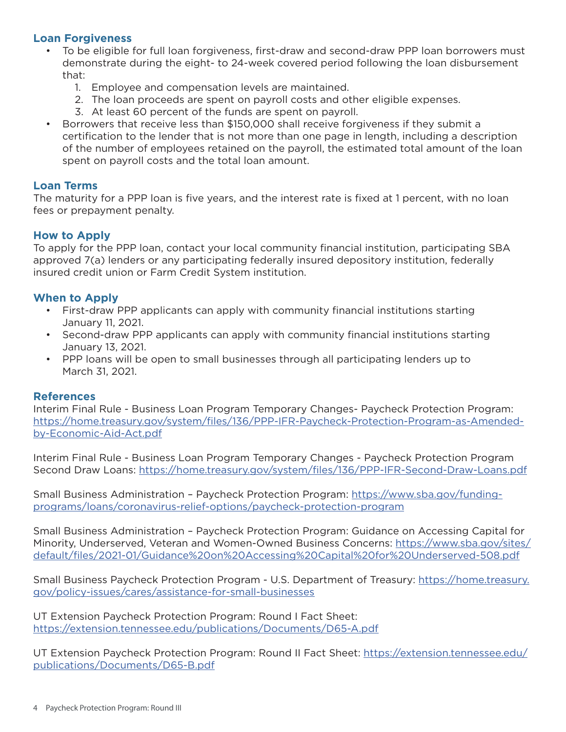## Loan Forgiveness

- To be eligible for full loan forgiveness, first-draw and second-draw PPP loan borrowers must demonstrate during the eight- to 24-week covered period following the loan disbursement that:
  1. Employee and compensation levels are maintained.
  2. The loan proceeds are spent on payroll costs and other eligible expenses.
  3. At least 60 percent of the funds are spent on payroll.
- Borrowers that receive less than $150,000 shall receive forgiveness if they submit a certification to the lender that is not more than one page in length, including a description of the number of employees retained on the payroll, the estimated total amount of the loan spent on payroll costs and the total loan amount.

## Loan Terms

The maturity for a PPP loan is five years, and the interest rate is fixed at 1 percent, with no loan fees or prepayment penalty.

## How to Apply

To apply for the PPP loan, contact your local community financial institution, participating SBA approved 7(a) lenders or any participating federally insured depository institution, federally insured credit union or Farm Credit System institution.

## When to Apply

- First-draw PPP applicants can apply with community financial institutions starting January 11, 2021.
- Second-draw PPP applicants can apply with community financial institutions starting January 13, 2021.
- PPP loans will be open to small businesses through all participating lenders up to March 31, 2021.

## References

Interim Final Rule - Business Loan Program Temporary Changes- Paycheck Protection Program: https://home.treasury.gov/system/files/136/PPP-IFR-Paycheck-Protection-Program-as-Amended-by-Economic-Aid-Act.pdf

Interim Final Rule - Business Loan Program Temporary Changes - Paycheck Protection Program Second Draw Loans: https://home.treasury.gov/system/files/136/PPP-IFR-Second-Draw-Loans.pdf

Small Business Administration – Paycheck Protection Program: https://www.sba.gov/funding-programs/loans/coronavirus-relief-options/paycheck-protection-program

Small Business Administration – Paycheck Protection Program: Guidance on Accessing Capital for Minority, Underserved, Veteran and Women-Owned Business Concerns: https://www.sba.gov/sites/default/files/2021-01/Guidance%20on%20Accessing%20Capital%20for%20Underserved-508.pdf

Small Business Paycheck Protection Program - U.S. Department of Treasury: https://home.treasury.gov/policy-issues/cares/assistance-for-small-businesses

UT Extension Paycheck Protection Program: Round I Fact Sheet: https://extension.tennessee.edu/publications/Documents/D65-A.pdf

UT Extension Paycheck Protection Program: Round II Fact Sheet: https://extension.tennessee.edu/publications/Documents/D65-B.pdf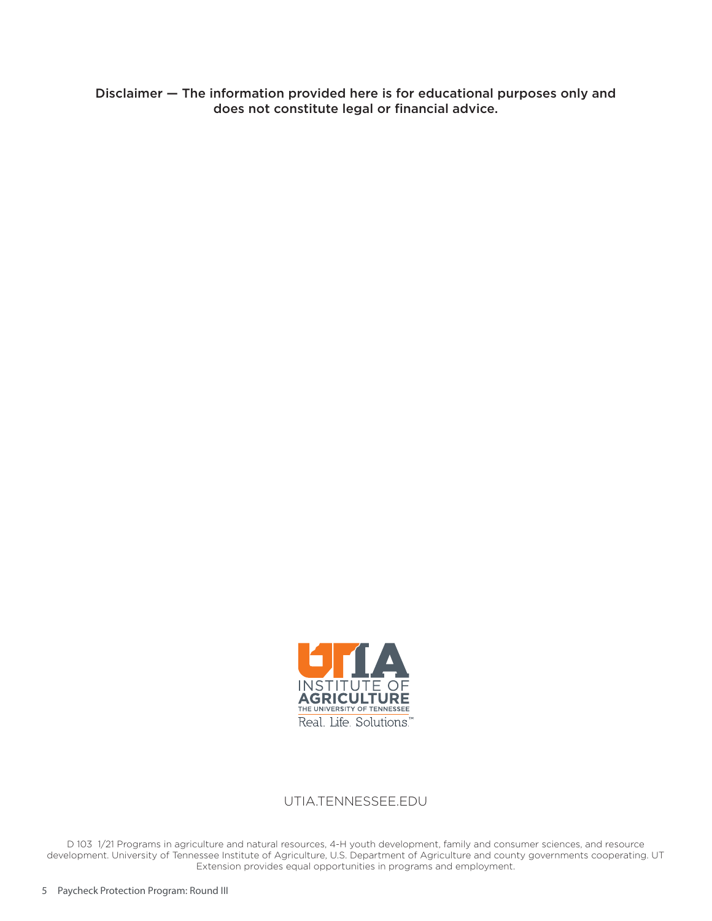Disclaimer — The information provided here is for educational purposes only and does not constitute legal or financial advice.

UTIA
INSTITUTE OF
AGRICULTURE
THE UNIVERSITY OF TENNESSEE
Real. Life. Solutions.™

UTIA.TENNESSEE.EDU

D 103 1/21 Programs in agriculture and natural resources, 4-H youth development, family and consumer sciences, and resource development. University of Tennessee Institute of Agriculture, U.S. Department of Agriculture and county governments cooperating. UT Extension provides equal opportunities in programs and employment.